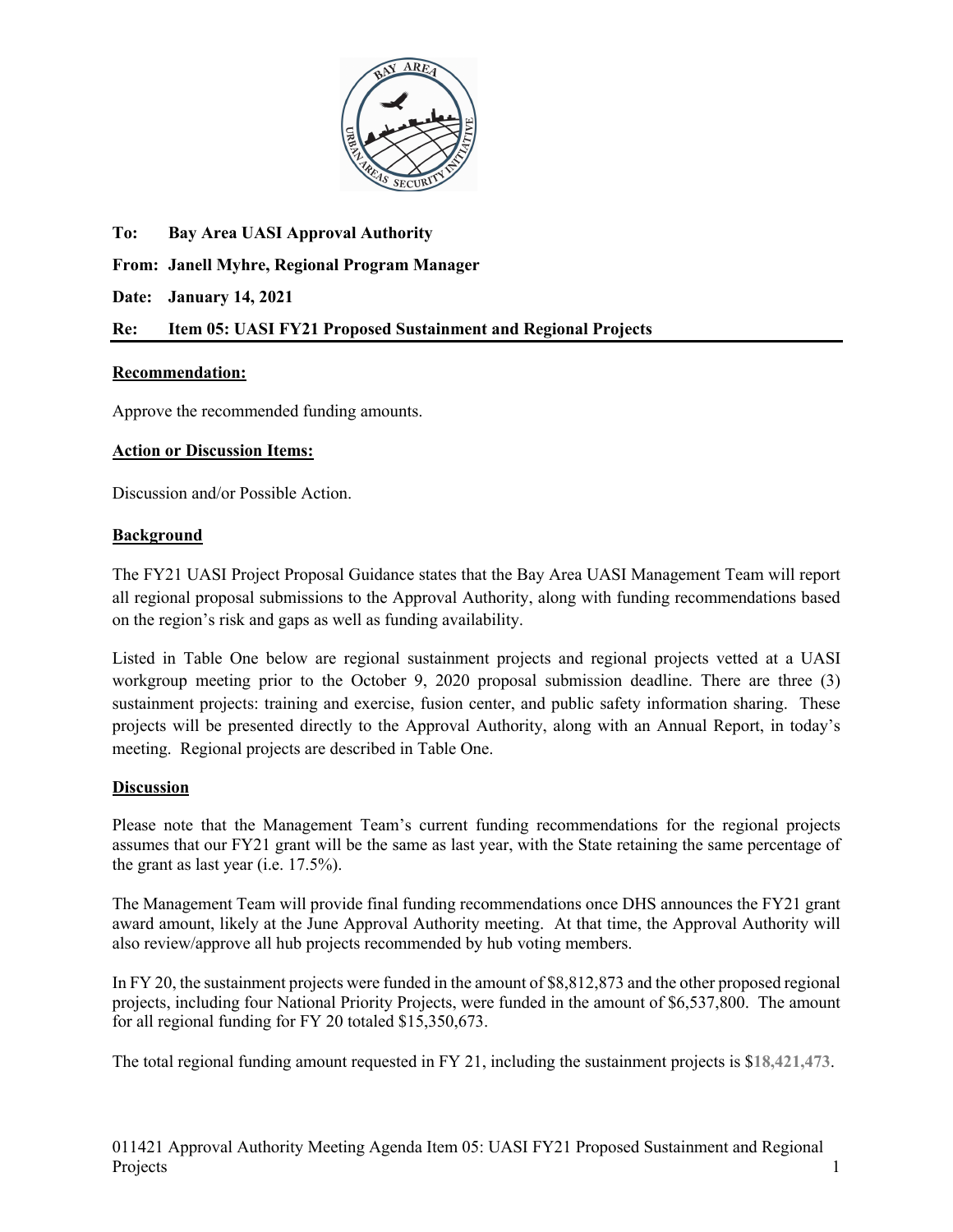**To:** **Bay Area UASI Approval Authority**

**From:** **Janell Myhre, Regional Program Manager**

**Date:** **January 14, 2021**

**Re:** **Item 05: UASI FY21 Proposed Sustainment and Regional Projects**

---

**Recommendation:**

Approve the recommended funding amounts.

**Action or Discussion Items:**

Discussion and/or Possible Action.

**Background**

The FY21 UASI Project Proposal Guidance states that the Bay Area UASI Management Team will report all regional proposal submissions to the Approval Authority, along with funding recommendations based on the region's risk and gaps as well as funding availability.

Listed in Table One below are regional sustainment projects and regional projects vetted at a UASI workgroup meeting prior to the October 9, 2020 proposal submission deadline. There are three (3) sustainment projects: training and exercise, fusion center, and public safety information sharing. These projects will be presented directly to the Approval Authority, along with an Annual Report, in today's meeting. Regional projects are described in Table One.

**Discussion**

Please note that the Management Team's current funding recommendations for the regional projects assumes that our FY21 grant will be the same as last year, with the State retaining the same percentage of the grant as last year (i.e. 17.5%).

The Management Team will provide final funding recommendations once DHS announces the FY21 grant award amount, likely at the June Approval Authority meeting. At that time, the Approval Authority will also review/approve all hub projects recommended by hub voting members.

In FY 20, the sustainment projects were funded in the amount of $8,812,873 and the other proposed regional projects, including four National Priority Projects, were funded in the amount of $6,537,800. The amount for all regional funding for FY 20 totaled $15,350,673.

The total regional funding amount requested in FY 21, including the sustainment projects is $**18,421,473**.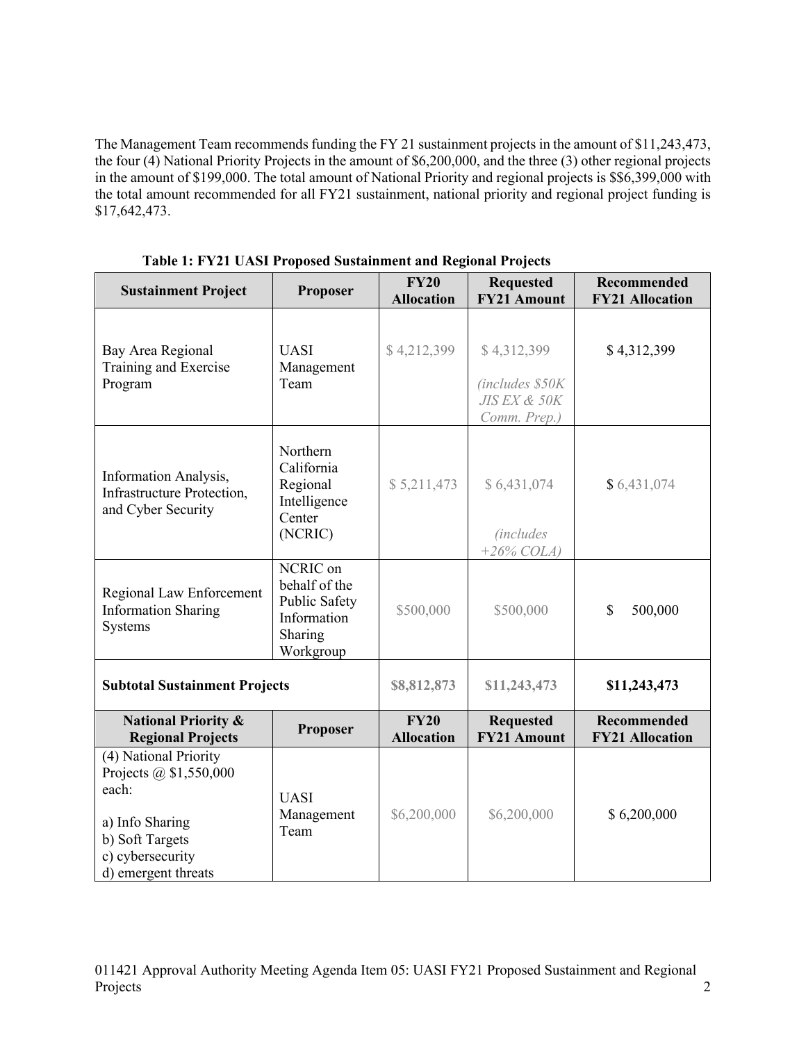The Management Team recommends funding the FY 21 sustainment projects in the amount of $11,243,473, the four (4) National Priority Projects in the amount of $6,200,000, and the three (3) other regional projects in the amount of $199,000. The total amount of National Priority and regional projects is $$6,399,000 with the total amount recommended for all FY21 sustainment, national priority and regional project funding is $17,642,473.

**Table 1: FY21 UASI Proposed Sustainment and Regional Projects**

| Sustainment Project | Proposer | FY20 Allocation | Requested FY21 Amount | Recommended FY21 Allocation |
|---|---|---|---|---|
| Bay Area Regional Training and Exercise Program | UASI Management Team | $ 4,212,399 | $ 4,312,399 *(includes $50K JIS EX & 50K Comm. Prep.)* | $ 4,312,399 |
| Information Analysis, Infrastructure Protection, and Cyber Security | Northern California Regional Intelligence Center (NCRIC) | $ 5,211,473 | $ 6,431,074 *(includes +26% COLA)* | $ 6,431,074 |
| Regional Law Enforcement Information Sharing Systems | NCRIC on behalf of the Public Safety Information Sharing Workgroup | $500,000 | $500,000 | $ 500,000 |
| **Subtotal Sustainment Projects** | | **$8,812,873** | **$11,243,473** | **$11,243,473** |
| **National Priority & Regional Projects** | **Proposer** | **FY20 Allocation** | **Requested FY21 Amount** | **Recommended FY21 Allocation** |
| (4) National Priority Projects @ $1,550,000 each:<br><br>a) Info Sharing<br>b) Soft Targets<br>c) cybersecurity<br>d) emergent threats | UASI Management Team | $6,200,000 | $6,200,000 | $ 6,200,000 |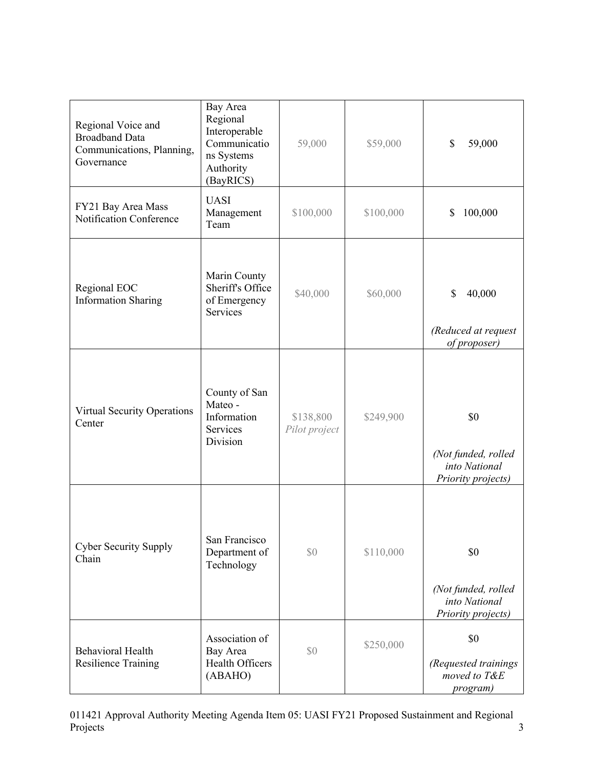| | | | | |
|---|---|---|---|---|
| Regional Voice and Broadband Data Communications, Planning, Governance | Bay Area Regional Interoperable Communications Systems Authority (BayRICS) | 59,000 | $59,000 | $ 59,000 |
| FY21 Bay Area Mass Notification Conference | UASI Management Team | $100,000 | $100,000 | $ 100,000 |
| Regional EOC Information Sharing | Marin County Sheriff's Office of Emergency Services | $40,000 | $60,000 | $ 40,000 *(Reduced at request of proposer)* |
| Virtual Security Operations Center | County of San Mateo - Information Services Division | $138,800 *Pilot project* | $249,900 | $0 *(Not funded, rolled into National Priority projects)* |
| Cyber Security Supply Chain | San Francisco Department of Technology | $0 | $110,000 | $0 *(Not funded, rolled into National Priority projects)* |
| Behavioral Health Resilience Training | Association of Bay Area Health Officers (ABAHO) | $0 | $250,000 | $0 *(Requested trainings moved to T&E program)* |

011421 Approval Authority Meeting Agenda Item 05: UASI FY21 Proposed Sustainment and Regional Projects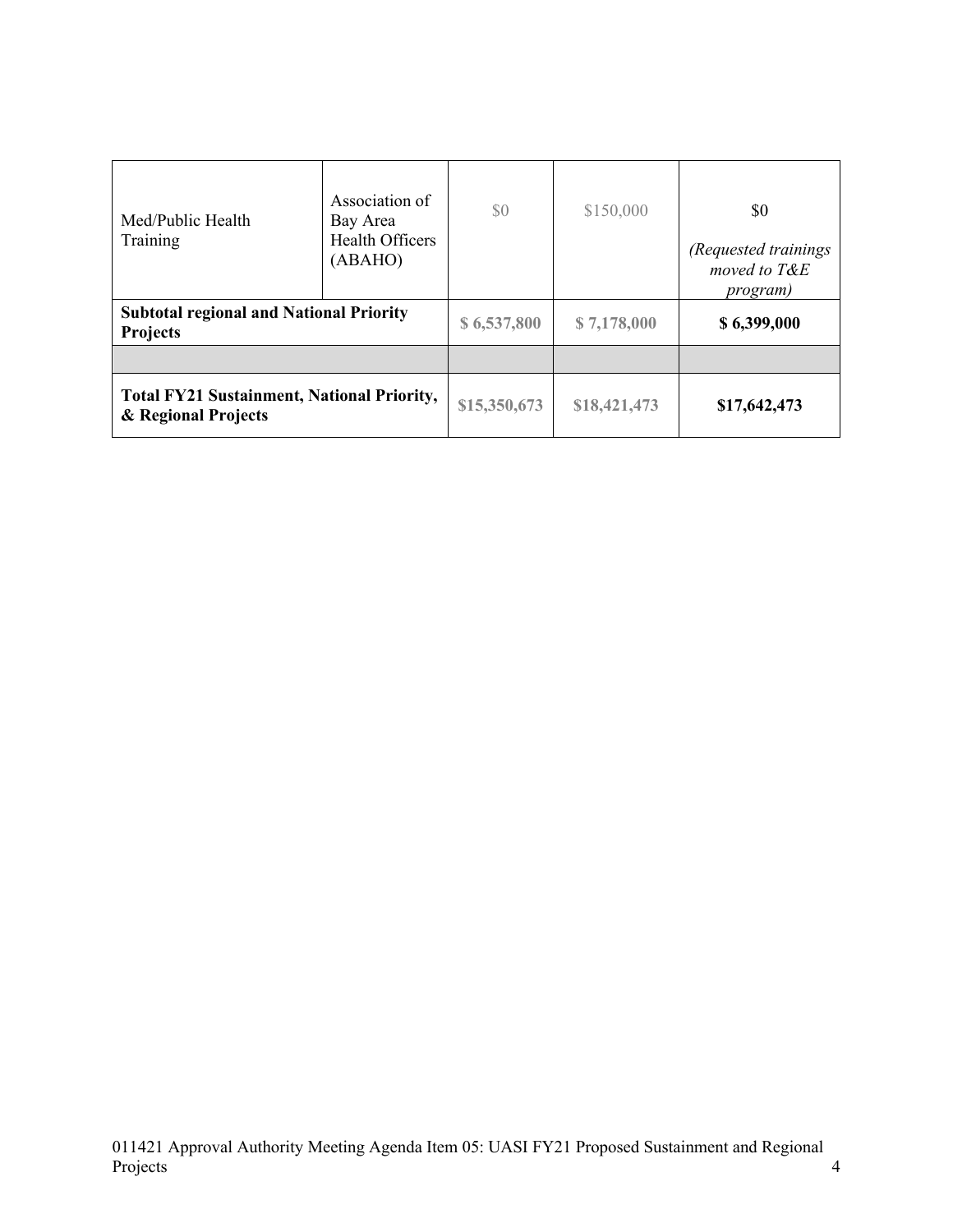| | | | | |
|---|---|---|---|---|
| Med/Public Health Training | Association of Bay Area Health Officers (ABAHO) | $0 | $150,000 | $0 *(Requested trainings moved to T&E program)* |
| **Subtotal regional and National Priority Projects** | | **$ 6,537,800** | **$ 7,178,000** | **$ 6,399,000** |
| | | | | |
| **Total FY21 Sustainment, National Priority, & Regional Projects** | | **$15,350,673** | **$18,421,473** | **$17,642,473** |